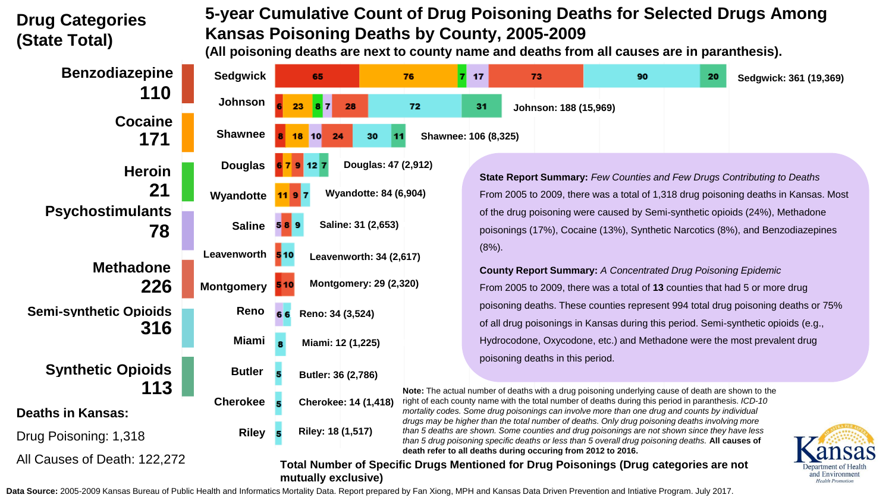# Drug Categories (State Total)

| Drug Category | State Total |
|---|---|
| Benzodiazepine | 110 |
| Cocaine | 171 |
| Heroin | 21 |
| Psychostimulants | 78 |
| Methadone | 226 |
| Semi-synthetic Opioids | 316 |
| Synthetic Opioids | 113 |

**Deaths in Kansas:**

Drug Poisoning: 1,318

All Causes of Death: 122,272

# 5-year Cumulative Count of Drug Poisoning Deaths for Selected Drugs Among Kansas Poisoning Deaths by County, 2005-2009

**(All poisoning deaths are next to county name and deaths from all causes are in paranthesis).**

| County | Benzodiazepine | Cocaine | Heroin | Psychostimulants | Methadone | Semi-synthetic Opioids | Synthetic Opioids | Total |
|---|---|---|---|---|---|---|---|---|
| Sedgwick | 65 | 76 | 7 | 17 | 73 | 90 | 20 | Sedgwick: 361 (19,369) |
| Johnson | 6 | 23 | 8 | 7 | 28 | 72 | 31 | Johnson: 188 (15,969) |
| Shawnee | 8 | 18 | | 10 | 24 | 30 | 11 | Shawnee: 106 (8,325) |
| Douglas | 6 | 7 | | | 9 | 12 | 7 | Douglas: 47 (2,912) |
| Wyandotte | | 11 | | | 9 | 7 | | Wyandotte: 84 (6,904) |
| Saline | | | | 5 | 8 | 9 | | Saline: 31 (2,653) |
| Leavenworth | | | | | 5 | 10 | | Leavenworth: 34 (2,617) |
| Montgomery | 5 | | | | 10 | | | Montgomery: 29 (2,320) |
| Reno | | | | 6 | | 6 | | Reno: 34 (3,524) |
| Miami | | | | | | 8 | | Miami: 12 (1,225) |
| Butler | | | | | | 5 | | Butler: 36 (2,786) |
| Cherokee | | | | | | 5 | | Cherokee: 14 (1,418) |
| Riley | | | | | | 5 | | Riley: 18 (1,517) |

**Total Number of Specific Drugs Mentioned for Drug Poisonings (Drug categories are not mutually exclusive)**

**State Report Summary:** *Few Counties and Few Drugs Contributing to Deaths*
From 2005 to 2009, there was a total of 1,318 drug poisoning deaths in Kansas. Most of the drug poisoning were caused by Semi-synthetic opioids (24%), Methadone poisonings (17%), Cocaine (13%), Synthetic Narcotics (8%), and Benzodiazepines (8%).

**County Report Summary:** *A Concentrated Drug Poisoning Epidemic*
From 2005 to 2009, there was a total of **13** counties that had 5 or more drug poisoning deaths. These counties represent 994 total drug poisoning deaths or 75% of all drug poisonings in Kansas during this period. Semi-synthetic opioids (e.g., Hydrocodone, Oxycodone, etc.) and Methadone were the most prevalent drug poisoning deaths in this period.

**Note:** The actual number of deaths with a drug poisoning underlying cause of death are shown to the right of each county name with the total number of deaths during this period in paranthesis. *ICD-10 mortality codes. Some drug poisonings can involve more than one drug and counts by individual drugs may be higher than the total number of deaths. Only drug poisoning deaths involving more than 5 deaths are shown. Some counties and drug poisonings are not shown since they have less than 5 drug poisoning specific deaths or less than 5 overall drug poisoning deaths.* **All causes of death refer to all deaths during occuring from 2012 to 2016.**

Kansas Department of Health and Environment
*Health Promotion*

**Data Source:** 2005-2009 Kansas Bureau of Public Health and Informatics Mortality Data. Report prepared by Fan Xiong, MPH and Kansas Data Driven Prevention and Intiative Program. July 2017.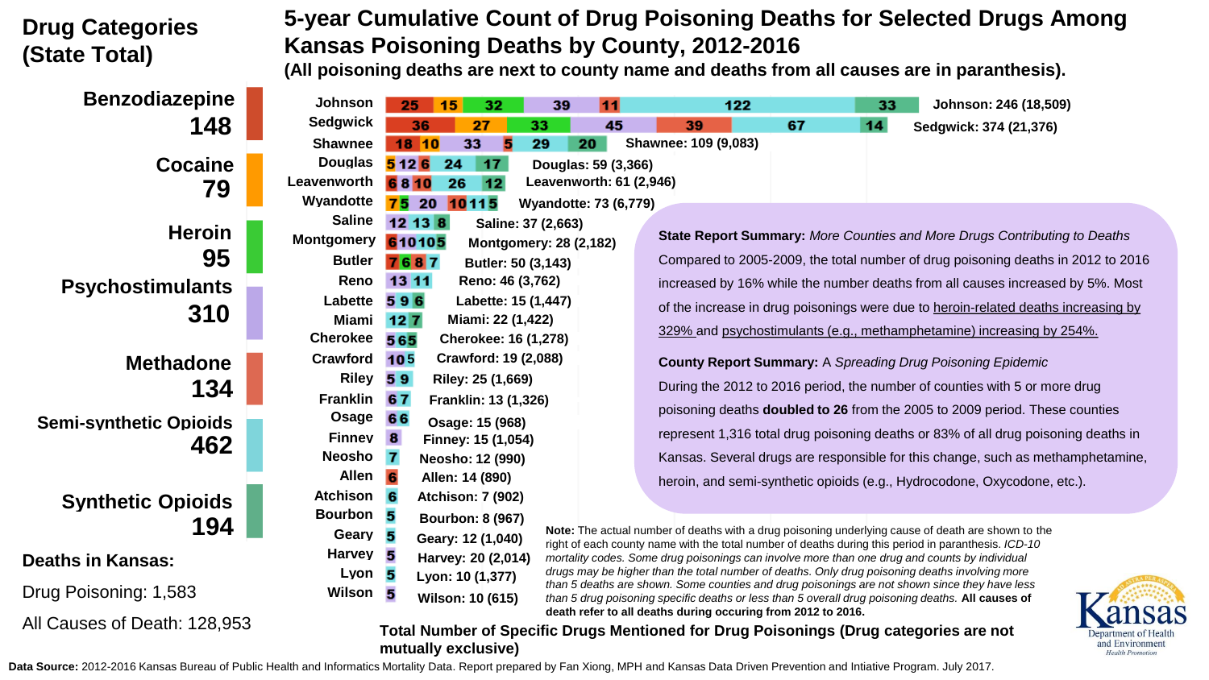## Drug Categories (State Total)

Benzodiazepine
148

Cocaine
79

Heroin
95

Psychostimulants
310

Methadone
134

Semi-synthetic Opioids
462

Synthetic Opioids
194

**Deaths in Kansas:**

Drug Poisoning: 1,583

All Causes of Death: 128,953

# 5-year Cumulative Count of Drug Poisoning Deaths for Selected Drugs Among Kansas Poisoning Deaths by County, 2012-2016

**(All poisoning deaths are next to county name and deaths from all causes are in paranthesis).**

Johnson 25 15 32 39 11 122 33 Johnson: 246 (18,509)

Sedgwick 36 27 33 45 39 67 14 Sedgwick: 374 (21,376)

Shawnee 18 10 33 5 29 20 Shawnee: 109 (9,083)

Douglas 5 12 6 24 17 Douglas: 59 (3,366)

Leavenworth 6 8 10 26 12 Leavenworth: 61 (2,946)

Wyandotte 7 5 20 10 11 5 Wyandotte: 73 (6,779)

Saline 12 13 8 Saline: 37 (2,663)

Montgomery 6 10 10 5 Montgomery: 28 (2,182)

Butler 7 6 8 7 Butler: 50 (3,143)

Reno 13 11 Reno: 46 (3,762)

Labette 5 9 6 Labette: 15 (1,447)

Miami 12 7 Miami: 22 (1,422)

Cherokee 5 6 5 Cherokee: 16 (1,278)

Crawford 10 5 Crawford: 19 (2,088)

Riley 5 9 Riley: 25 (1,669)

Franklin 6 7 Franklin: 13 (1,326)

Osage 6 6 Osage: 15 (968)

Finney 8 Finney: 15 (1,054)

Neosho 7 Neosho: 12 (990)

Allen 6 Allen: 14 (890)

Atchison 6 Atchison: 7 (902)

Bourbon 5 Bourbon: 8 (967)

Geary 5 Geary: 12 (1,040)

Harvey 5 Harvey: 20 (2,014)

Lyon 5 Lyon: 10 (1,377)

Wilson 5 Wilson: 10 (615)

**Total Number of Specific Drugs Mentioned for Drug Poisonings (Drug categories are not mutually exclusive)**

**State Report Summary:** *More Counties and More Drugs Contributing to Deaths*

Compared to 2005-2009, the total number of drug poisoning deaths in 2012 to 2016 increased by 16% while the number deaths from all causes increased by 5%. Most of the increase in drug poisonings were due to heroin-related deaths increasing by 329% and psychostimulants (e.g., methamphetamine) increasing by 254%.

**County Report Summary:** A *Spreading Drug Poisoning Epidemic*

During the 2012 to 2016 period, the number of counties with 5 or more drug poisoning deaths **doubled to 26** from the 2005 to 2009 period. These counties represent 1,316 total drug poisoning deaths or 83% of all drug poisoning deaths in Kansas. Several drugs are responsible for this change, such as methamphetamine, heroin, and semi-synthetic opioids (e.g., Hydrocodone, Oxycodone, etc.).

**Note:** The actual number of deaths with a drug poisoning underlying cause of death are shown to the right of each county name with the total number of deaths during this period in paranthesis. *ICD-10 mortality codes. Some drug poisonings can involve more than one drug and counts by individual drugs may be higher than the total number of deaths. Only drug poisoning deaths involving more than 5 deaths are shown. Some counties and drug poisonings are not shown since they have less than 5 drug poisoning specific deaths or less than 5 overall drug poisoning deaths.* **All causes of death refer to all deaths during occuring from 2012 to 2016.**

Kansas Department of Health and Environment Health Promotion

**Data Source:** 2012-2016 Kansas Bureau of Public Health and Informatics Mortality Data. Report prepared by Fan Xiong, MPH and Kansas Data Driven Prevention and Intiative Program. July 2017.